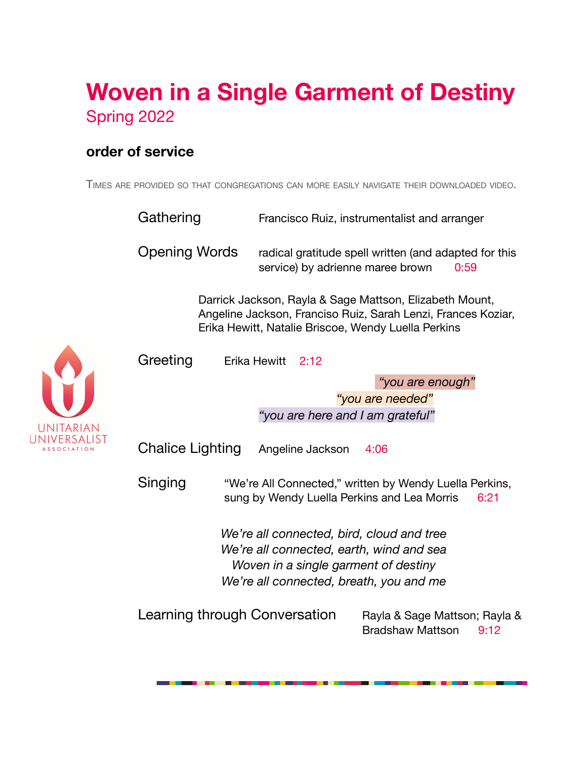# Woven in a Single Garment of Destiny

Spring 2022

## order of service

Times are provided so that congregations can more easily navigate their downloaded video.

Gathering — Francisco Ruiz, instrumentalist and arranger

Opening Words — radical gratitude spell written (and adapted for this service) by adrienne maree brown 0:59

Darrick Jackson, Rayla & Sage Mattson, Elizabeth Mount, Angeline Jackson, Franciso Ruiz, Sarah Lenzi, Frances Koziar, Erika Hewitt, Natalie Briscoe, Wendy Luella Perkins

Greeting — Erika Hewitt 2:12

*"you are enough"*

*"you are needed"*

*"you are here and I am grateful"*

Chalice Lighting — Angeline Jackson 4:06

Singing — "We're All Connected," written by Wendy Luella Perkins, sung by Wendy Luella Perkins and Lea Morris 6:21

*We're all connected, bird, cloud and tree*
*We're all connected, earth, wind and sea*
*Woven in a single garment of destiny*
*We're all connected, breath, you and me*

Learning through Conversation — Rayla & Sage Mattson; Rayla & Bradshaw Mattson 9:12

UNITARIAN UNIVERSALIST ASSOCIATION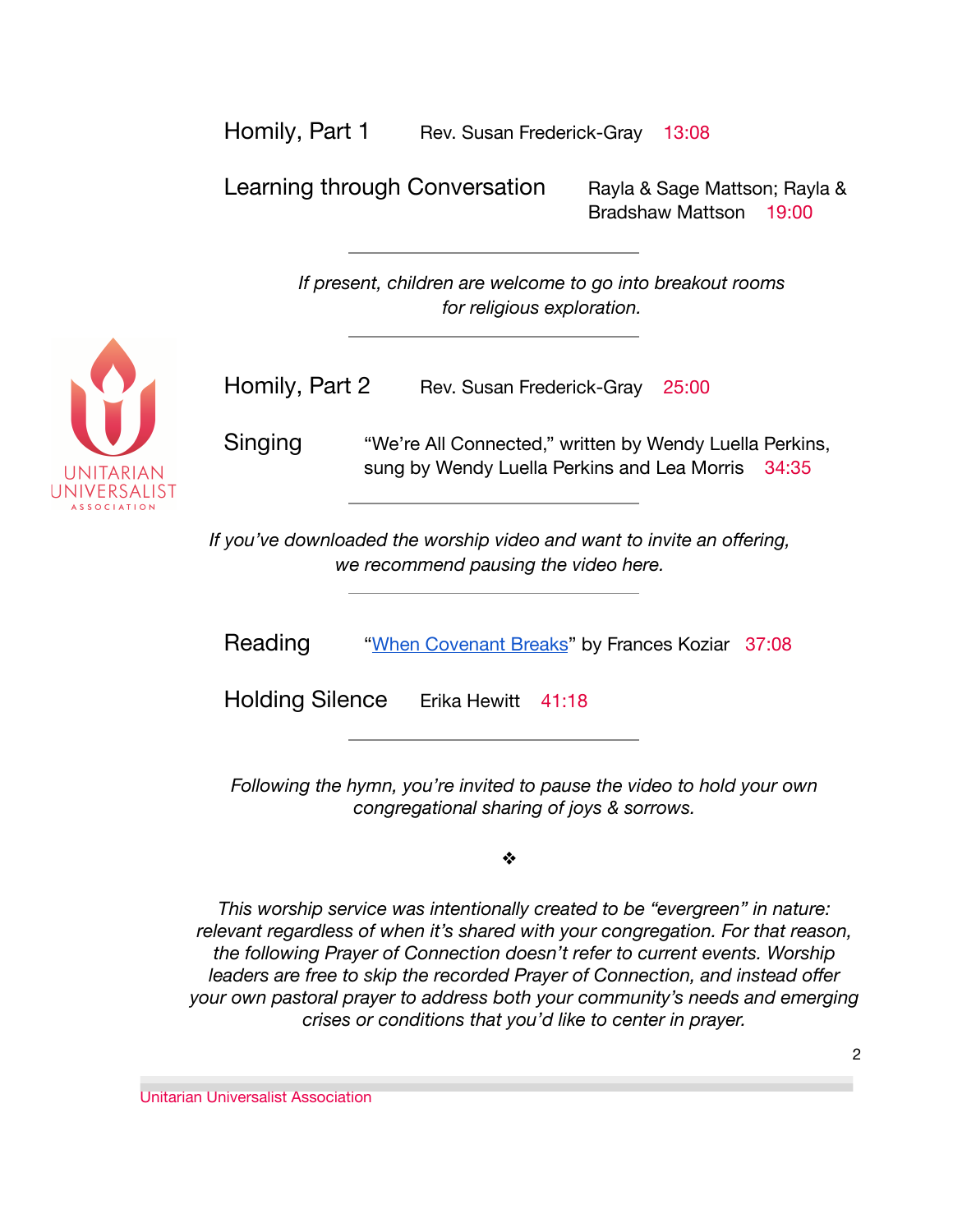Homily, Part 1 Rev. Susan Frederick-Gray 13:08

Learning through Conversation Rayla & Sage Mattson; Rayla & Bradshaw Mattson 19:00

---

*If present, children are welcome to go into breakout rooms for religious exploration.*

---

Homily, Part 2 Rev. Susan Frederick-Gray 25:00

Singing "We're All Connected," written by Wendy Luella Perkins, sung by Wendy Luella Perkins and Lea Morris 34:35

---

*If you've downloaded the worship video and want to invite an offering, we recommend pausing the video here.*

---

Reading "When Covenant Breaks" by Frances Koziar 37:08

Holding Silence Erika Hewitt 41:18

---

*Following the hymn, you're invited to pause the video to hold your own congregational sharing of joys & sorrows.*

❖

*This worship service was intentionally created to be "evergreen" in nature: relevant regardless of when it's shared with your congregation. For that reason, the following Prayer of Connection doesn't refer to current events. Worship leaders are free to skip the recorded Prayer of Connection, and instead offer your own pastoral prayer to address both your community's needs and emerging crises or conditions that you'd like to center in prayer.*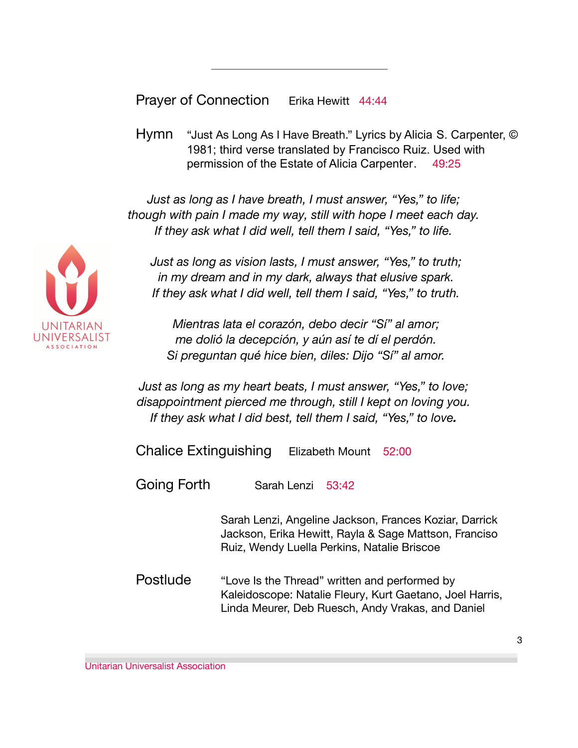---

**Prayer of Connection** Erika Hewitt 44:44

**Hymn** "Just As Long As I Have Breath." Lyrics by Alicia S. Carpenter, © 1981; third verse translated by Francisco Ruiz. Used with permission of the Estate of Alicia Carpenter. 49:25

*Just as long as I have breath, I must answer, "Yes," to life;*
*though with pain I made my way, still with hope I meet each day.*
*If they ask what I did well, tell them I said, "Yes," to life.*

*Just as long as vision lasts, I must answer, "Yes," to truth;*
*in my dream and in my dark, always that elusive spark.*
*If they ask what I did well, tell them I said, "Yes," to truth.*

*Mientras lata el corazón, debo decir "Sí" al amor;*
*me dolió la decepción, y aún así te dí el perdón.*
*Si preguntan qué hice bien, diles: Dijo "Sí" al amor.*

*Just as long as my heart beats, I must answer, "Yes," to love;*
*disappointment pierced me through, still I kept on loving you.*
*If they ask what I did best, tell them I said, "Yes," to love.*

**Chalice Extinguishing** Elizabeth Mount 52:00

**Going Forth** Sarah Lenzi 53:42

Sarah Lenzi, Angeline Jackson, Frances Koziar, Darrick Jackson, Erika Hewitt, Rayla & Sage Mattson, Franciso Ruiz, Wendy Luella Perkins, Natalie Briscoe

**Postlude** "Love Is the Thread" written and performed by Kaleidoscope: Natalie Fleury, Kurt Gaetano, Joel Harris, Linda Meurer, Deb Ruesch, Andy Vrakas, and Daniel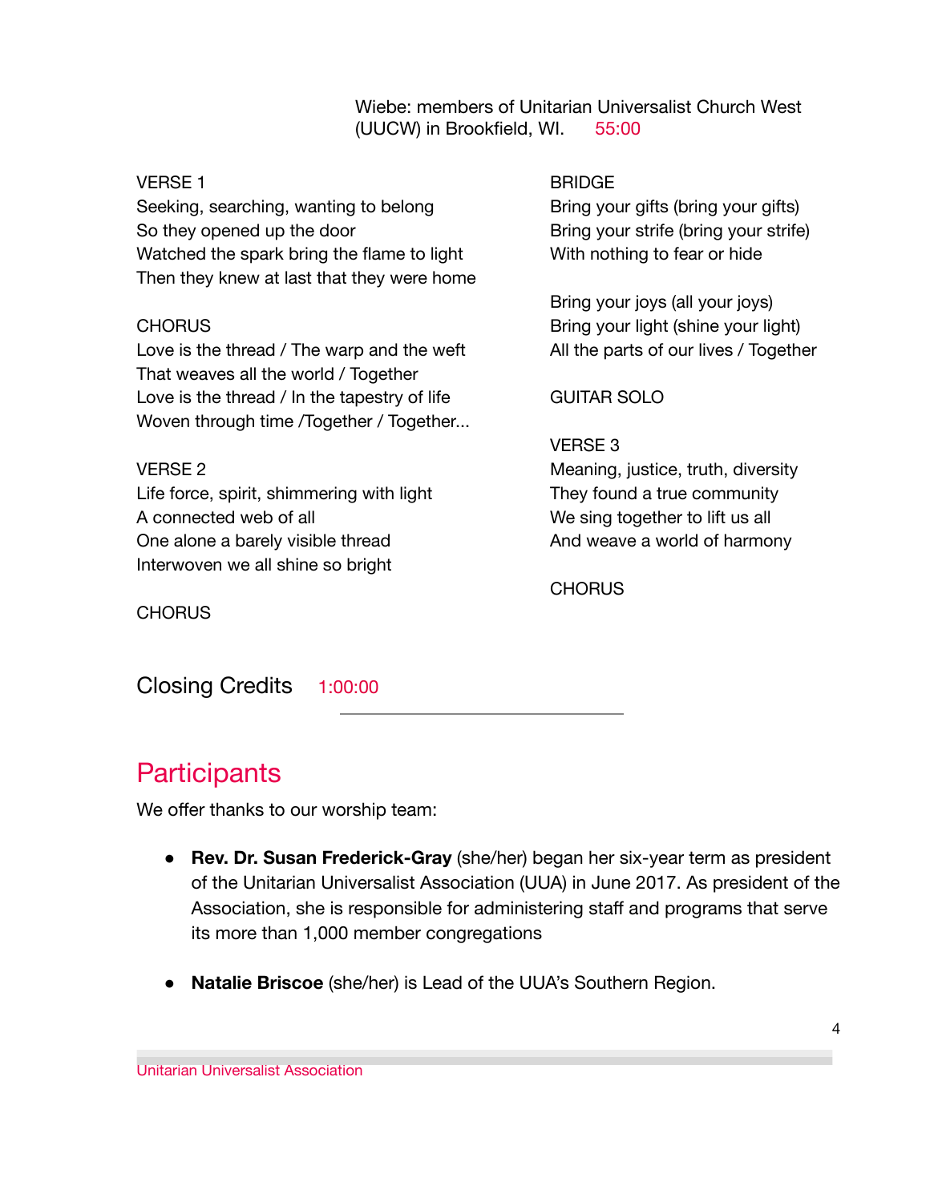Wiebe: members of Unitarian Universalist Church West (UUCW) in Brookfield, WI. 55:00

VERSE 1
Seeking, searching, wanting to belong
So they opened up the door
Watched the spark bring the flame to light
Then they knew at last that they were home

CHORUS
Love is the thread / The warp and the weft
That weaves all the world / Together
Love is the thread / In the tapestry of life
Woven through time /Together / Together...

VERSE 2
Life force, spirit, shimmering with light
A connected web of all
One alone a barely visible thread
Interwoven we all shine so bright

CHORUS

BRIDGE
Bring your gifts (bring your gifts)
Bring your strife (bring your strife)
With nothing to fear or hide

Bring your joys (all your joys)
Bring your light (shine your light)
All the parts of our lives / Together

GUITAR SOLO

VERSE 3
Meaning, justice, truth, diversity
They found a true community
We sing together to lift us all
And weave a world of harmony

CHORUS

Closing Credits 1:00:00

---

# Participants

We offer thanks to our worship team:

- **Rev. Dr. Susan Frederick-Gray** (she/her) began her six-year term as president of the Unitarian Universalist Association (UUA) in June 2017. As president of the Association, she is responsible for administering staff and programs that serve its more than 1,000 member congregations

- **Natalie Briscoe** (she/her) is Lead of the UUA's Southern Region.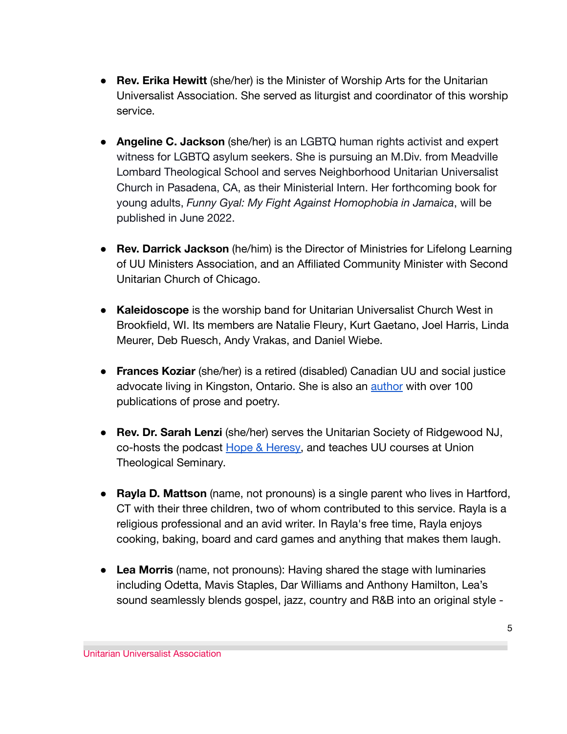- **Rev. Erika Hewitt** (she/her) is the Minister of Worship Arts for the Unitarian Universalist Association. She served as liturgist and coordinator of this worship service.

- **Angeline C. Jackson** (she/her) is an LGBTQ human rights activist and expert witness for LGBTQ asylum seekers. She is pursuing an M.Div. from Meadville Lombard Theological School and serves Neighborhood Unitarian Universalist Church in Pasadena, CA, as their Ministerial Intern. Her forthcoming book for young adults, *Funny Gyal: My Fight Against Homophobia in Jamaica*, will be published in June 2022.

- **Rev. Darrick Jackson** (he/him) is the Director of Ministries for Lifelong Learning of UU Ministers Association, and an Affiliated Community Minister with Second Unitarian Church of Chicago.

- **Kaleidoscope** is the worship band for Unitarian Universalist Church West in Brookfield, WI. Its members are Natalie Fleury, Kurt Gaetano, Joel Harris, Linda Meurer, Deb Ruesch, Andy Vrakas, and Daniel Wiebe.

- **Frances Koziar** (she/her) is a retired (disabled) Canadian UU and social justice advocate living in Kingston, Ontario. She is also an author with over 100 publications of prose and poetry.

- **Rev. Dr. Sarah Lenzi** (she/her) serves the Unitarian Society of Ridgewood NJ, co-hosts the podcast Hope & Heresy, and teaches UU courses at Union Theological Seminary.

- **Rayla D. Mattson** (name, not pronouns) is a single parent who lives in Hartford, CT with their three children, two of whom contributed to this service. Rayla is a religious professional and an avid writer. In Rayla's free time, Rayla enjoys cooking, baking, board and card games and anything that makes them laugh.

- **Lea Morris** (name, not pronouns): Having shared the stage with luminaries including Odetta, Mavis Staples, Dar Williams and Anthony Hamilton, Lea's sound seamlessly blends gospel, jazz, country and R&B into an original style -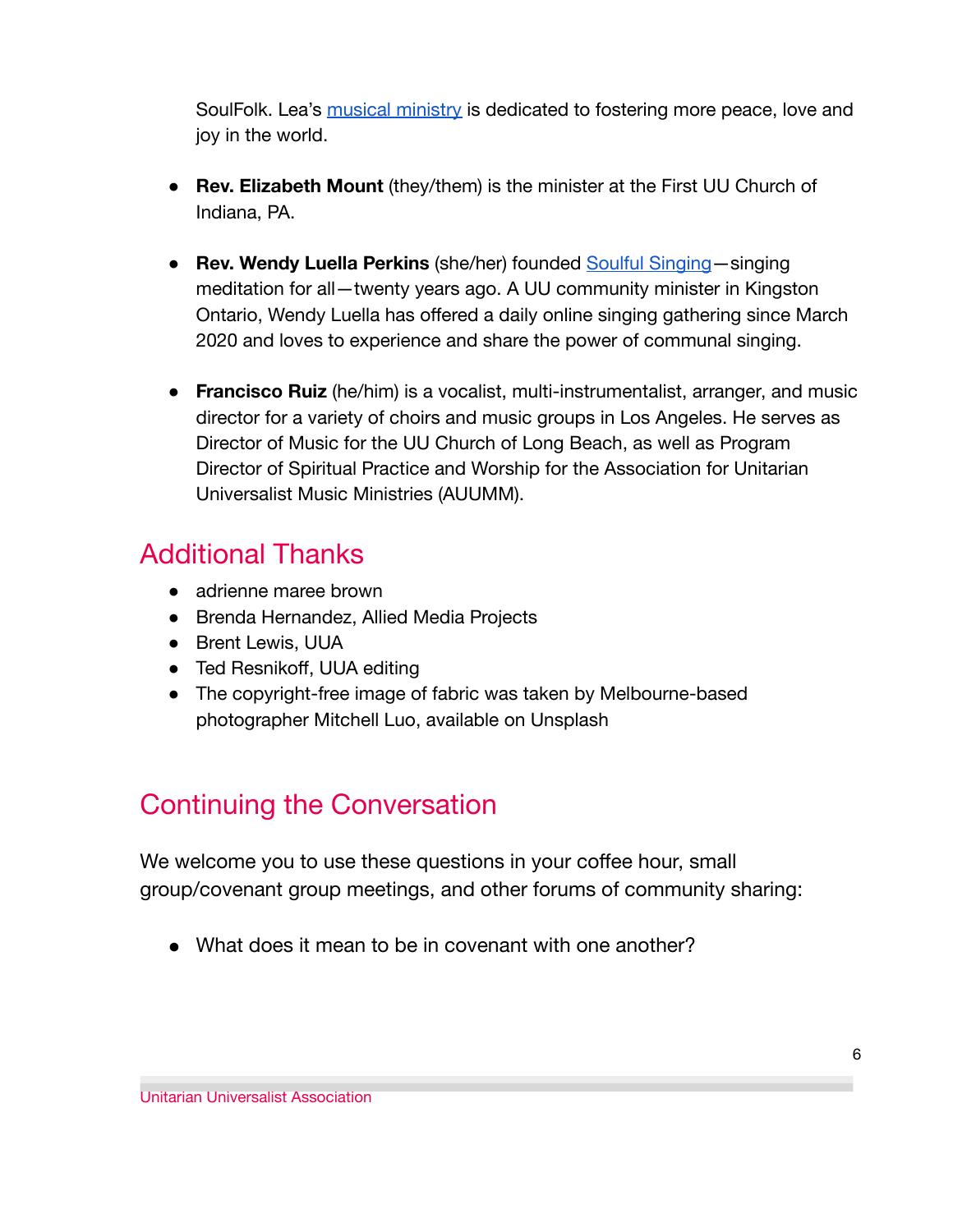SoulFolk. Lea's musical ministry is dedicated to fostering more peace, love and joy in the world.

- **Rev. Elizabeth Mount** (they/them) is the minister at the First UU Church of Indiana, PA.

- **Rev. Wendy Luella Perkins** (she/her) founded Soulful Singing—singing meditation for all—twenty years ago. A UU community minister in Kingston Ontario, Wendy Luella has offered a daily online singing gathering since March 2020 and loves to experience and share the power of communal singing.

- **Francisco Ruiz** (he/him) is a vocalist, multi-instrumentalist, arranger, and music director for a variety of choirs and music groups in Los Angeles. He serves as Director of Music for the UU Church of Long Beach, as well as Program Director of Spiritual Practice and Worship for the Association for Unitarian Universalist Music Ministries (AUUMM).

## Additional Thanks

- adrienne maree brown
- Brenda Hernandez, Allied Media Projects
- Brent Lewis, UUA
- Ted Resnikoff, UUA editing
- The copyright-free image of fabric was taken by Melbourne-based photographer Mitchell Luo, available on Unsplash

## Continuing the Conversation

We welcome you to use these questions in your coffee hour, small group/covenant group meetings, and other forums of community sharing:

- What does it mean to be in covenant with one another?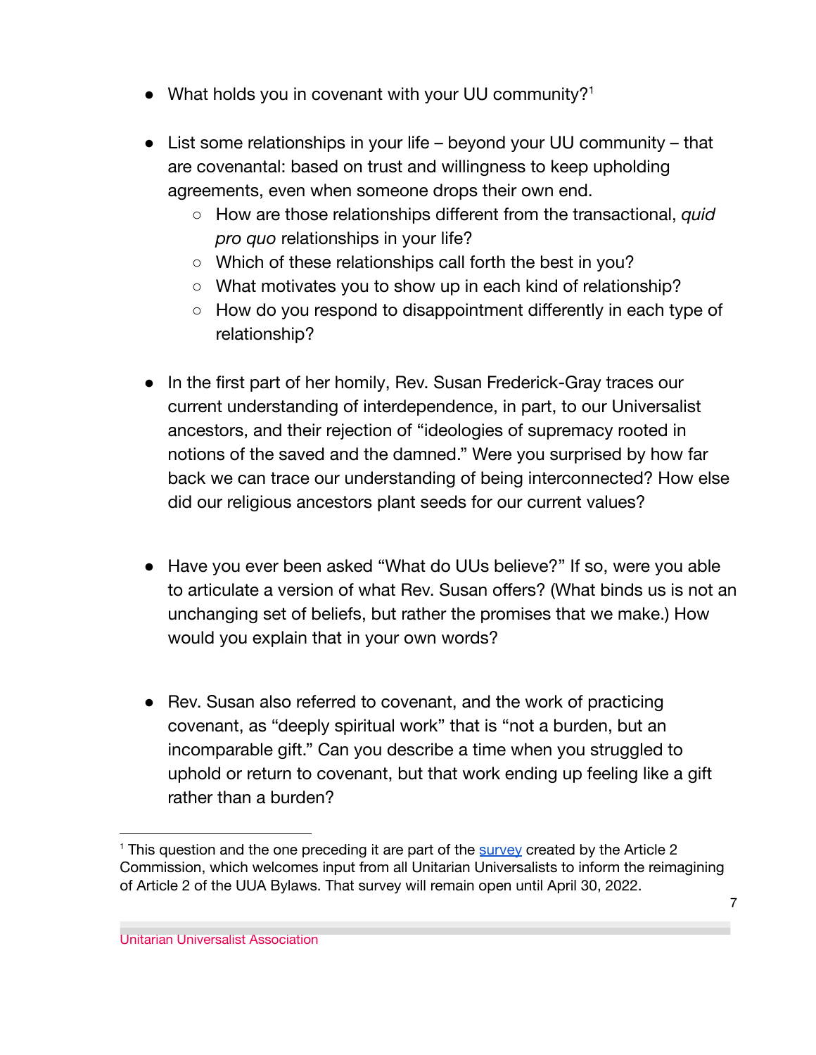- What holds you in covenant with your UU community?[1]

- List some relationships in your life – beyond your UU community – that are covenantal: based on trust and willingness to keep upholding agreements, even when someone drops their own end.
  - How are those relationships different from the transactional, *quid pro quo* relationships in your life?
  - Which of these relationships call forth the best in you?
  - What motivates you to show up in each kind of relationship?
  - How do you respond to disappointment differently in each type of relationship?

- In the first part of her homily, Rev. Susan Frederick-Gray traces our current understanding of interdependence, in part, to our Universalist ancestors, and their rejection of "ideologies of supremacy rooted in notions of the saved and the damned." Were you surprised by how far back we can trace our understanding of being interconnected? How else did our religious ancestors plant seeds for our current values?

- Have you ever been asked "What do UUs believe?" If so, were you able to articulate a version of what Rev. Susan offers? (What binds us is not an unchanging set of beliefs, but rather the promises that we make.) How would you explain that in your own words?

- Rev. Susan also referred to covenant, and the work of practicing covenant, as "deeply spiritual work" that is "not a burden, but an incomparable gift." Can you describe a time when you struggled to uphold or return to covenant, but that work ending up feeling like a gift rather than a burden?

---

[1] This question and the one preceding it are part of the [survey](survey) created by the Article 2 Commission, which welcomes input from all Unitarian Universalists to inform the reimagining of Article 2 of the UUA Bylaws. That survey will remain open until April 30, 2022.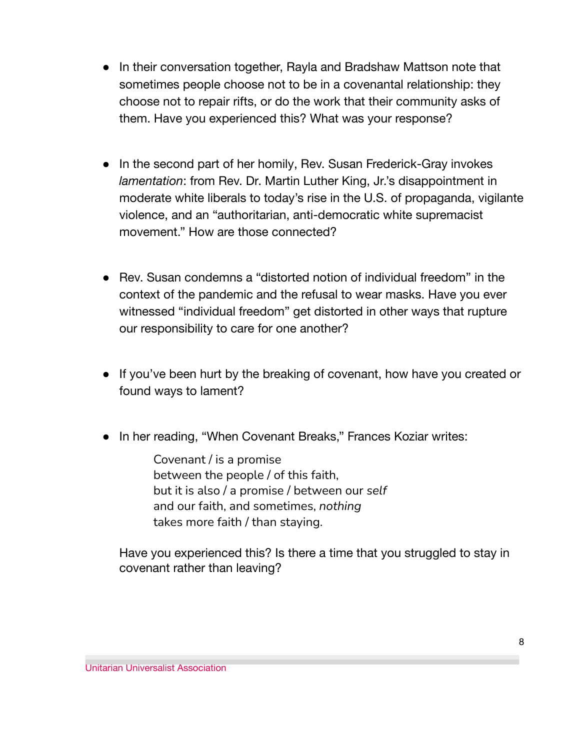- In their conversation together, Rayla and Bradshaw Mattson note that sometimes people choose not to be in a covenantal relationship: they choose not to repair rifts, or do the work that their community asks of them. Have you experienced this? What was your response?

- In the second part of her homily, Rev. Susan Frederick-Gray invokes *lamentation*: from Rev. Dr. Martin Luther King, Jr.'s disappointment in moderate white liberals to today's rise in the U.S. of propaganda, vigilante violence, and an "authoritarian, anti-democratic white supremacist movement." How are those connected?

- Rev. Susan condemns a "distorted notion of individual freedom" in the context of the pandemic and the refusal to wear masks. Have you ever witnessed "individual freedom" get distorted in other ways that rupture our responsibility to care for one another?

- If you've been hurt by the breaking of covenant, how have you created or found ways to lament?

- In her reading, "When Covenant Breaks," Frances Koziar writes:

  > Covenant / is a promise
  > between the people / of this faith,
  > but it is also / a promise / between our *self*
  > and our faith, and sometimes, *nothing*
  > takes more faith / than staying.

  Have you experienced this? Is there a time that you struggled to stay in covenant rather than leaving?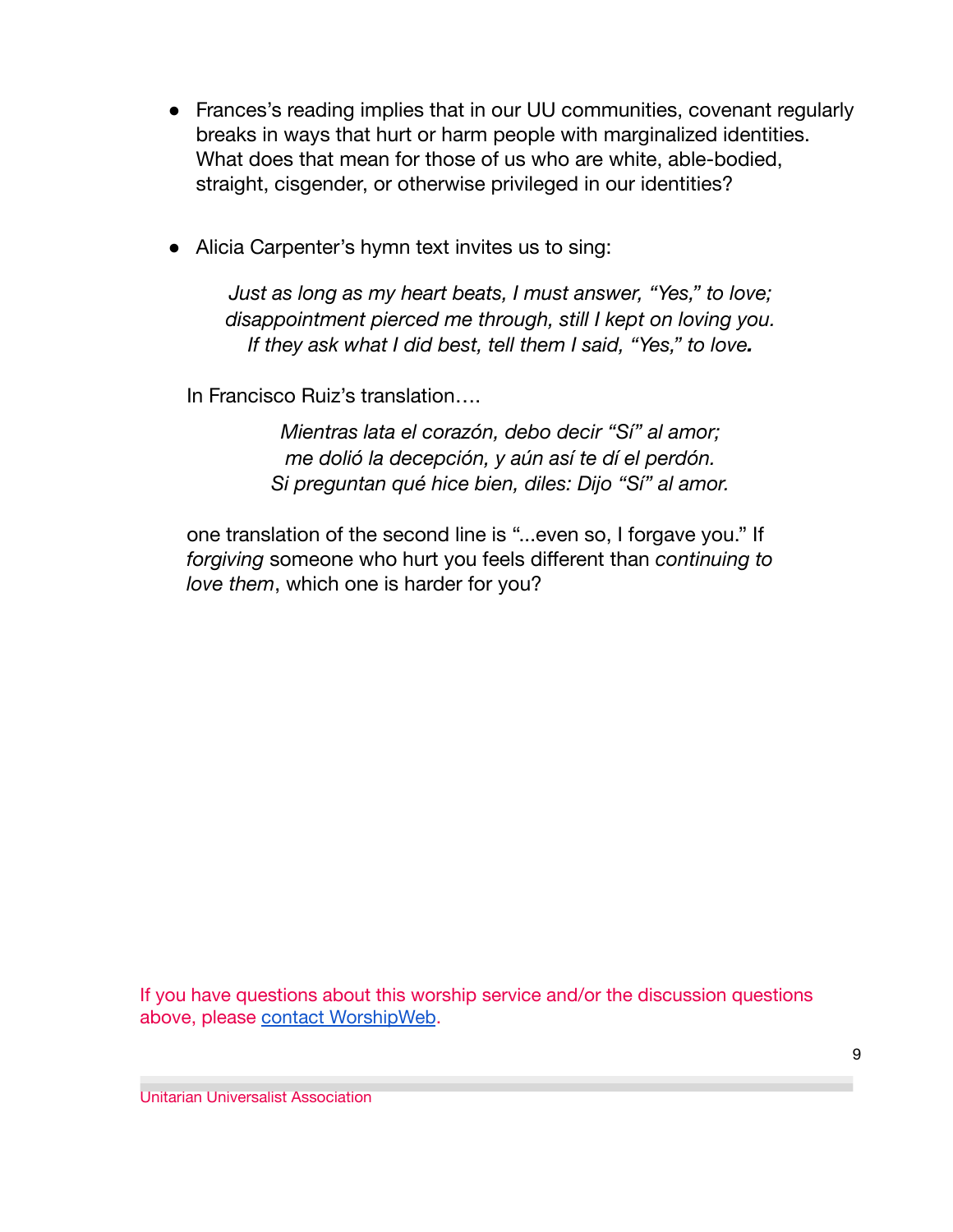- Frances's reading implies that in our UU communities, covenant regularly breaks in ways that hurt or harm people with marginalized identities. What does that mean for those of us who are white, able-bodied, straight, cisgender, or otherwise privileged in our identities?

- Alicia Carpenter's hymn text invites us to sing:

  *Just as long as my heart beats, I must answer, "Yes," to love;*
  *disappointment pierced me through, still I kept on loving you.*
  *If they ask what I did best, tell them I said, "Yes," to love.*

  In Francisco Ruiz's translation….

  *Mientras lata el corazón, debo decir "Sí" al amor;*
  *me dolió la decepción, y aún así te dí el perdón.*
  *Si preguntan qué hice bien, diles: Dijo "Sí" al amor.*

  one translation of the second line is "...even so, I forgave you." If *forgiving* someone who hurt you feels different than *continuing to love them*, which one is harder for you?

If you have questions about this worship service and/or the discussion questions above, please contact WorshipWeb.